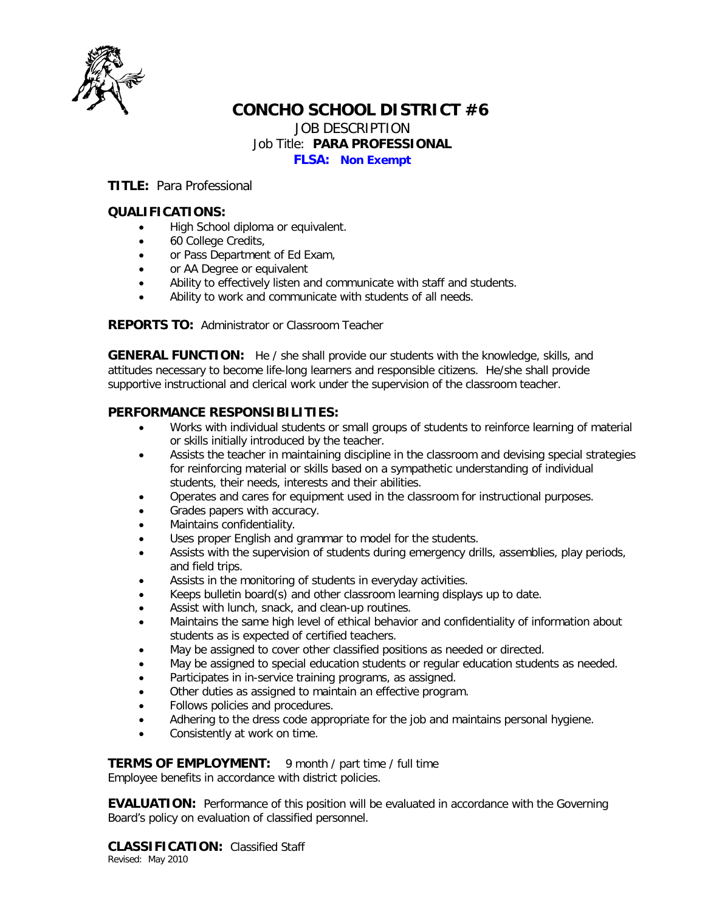# CONCHO SCHOOL DISTRICT #6

JOB DESCRIPTION
Job Title: **PARA PROFESSIONAL**
**FLSA: Non Exempt**

**TITLE:** Para Professional

**QUALIFICATIONS:**

- High School diploma or equivalent.
- 60 College Credits,
- or Pass Department of Ed Exam,
- or AA Degree or equivalent
- Ability to effectively listen and communicate with staff and students.
- Ability to work and communicate with students of all needs.

**REPORTS TO:** Administrator or Classroom Teacher

**GENERAL FUNCTION:** He / she shall provide our students with the knowledge, skills, and attitudes necessary to become life-long learners and responsible citizens. He/she shall provide supportive instructional and clerical work under the supervision of the classroom teacher.

**PERFORMANCE RESPONSIBILITIES:**

- Works with individual students or small groups of students to reinforce learning of material or skills initially introduced by the teacher.
- Assists the teacher in maintaining discipline in the classroom and devising special strategies for reinforcing material or skills based on a sympathetic understanding of individual students, their needs, interests and their abilities.
- Operates and cares for equipment used in the classroom for instructional purposes.
- Grades papers with accuracy.
- Maintains confidentiality.
- Uses proper English and grammar to model for the students.
- Assists with the supervision of students during emergency drills, assemblies, play periods, and field trips.
- Assists in the monitoring of students in everyday activities.
- Keeps bulletin board(s) and other classroom learning displays up to date.
- Assist with lunch, snack, and clean-up routines.
- Maintains the same high level of ethical behavior and confidentiality of information about students as is expected of certified teachers.
- May be assigned to cover other classified positions as needed or directed.
- May be assigned to special education students or regular education students as needed.
- Participates in in-service training programs, as assigned.
- Other duties as assigned to maintain an effective program.
- Follows policies and procedures.
- Adhering to the dress code appropriate for the job and maintains personal hygiene.
- Consistently at work on time.

**TERMS OF EMPLOYMENT:** 9 month / part time / full time
Employee benefits in accordance with district policies.

**EVALUATION:** Performance of this position will be evaluated in accordance with the Governing Board's policy on evaluation of classified personnel.

**CLASSIFICATION:** Classified Staff
Revised: May 2010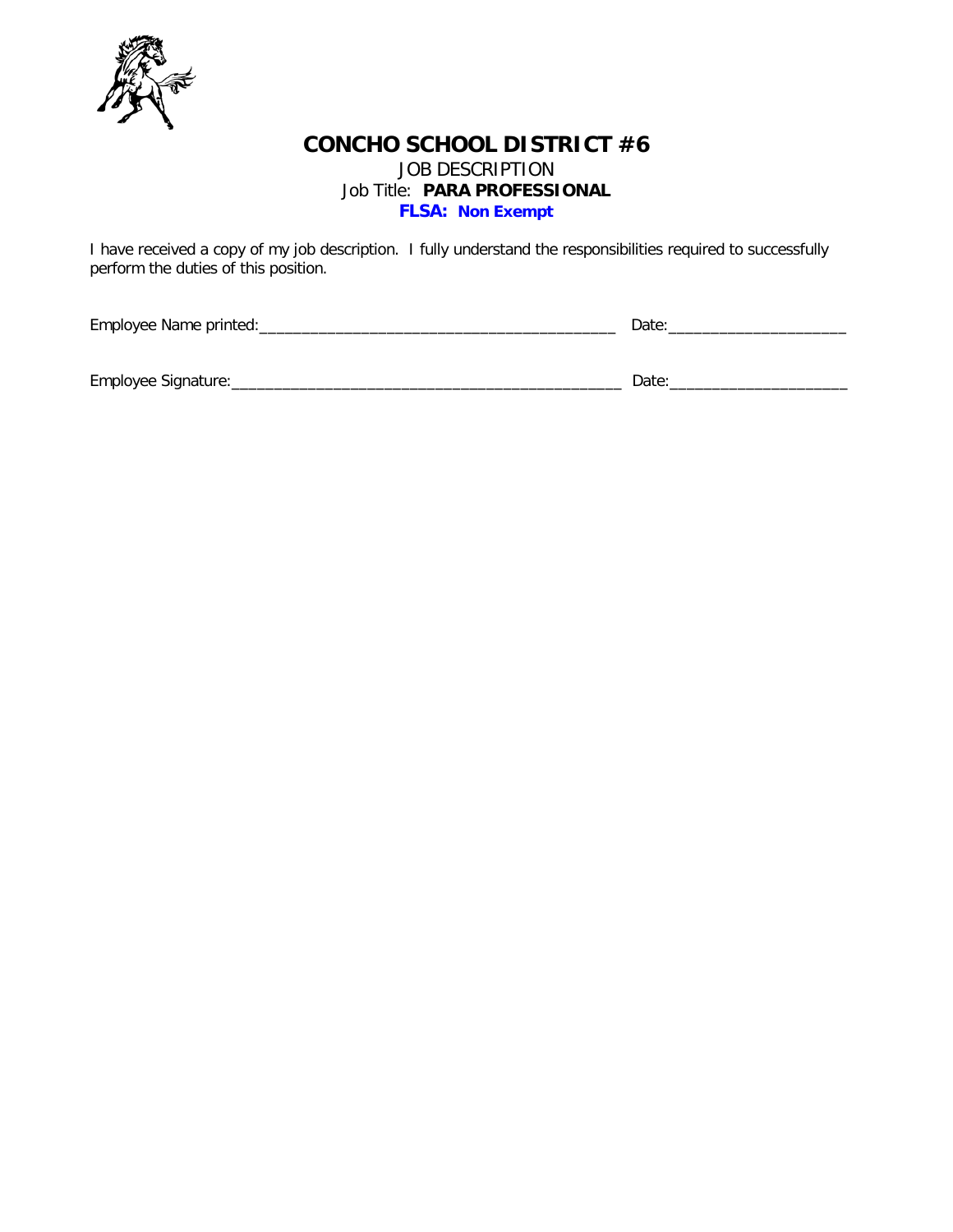# CONCHO SCHOOL DISTRICT #6

JOB DESCRIPTION

Job Title: **PARA PROFESSIONAL**

**FLSA: Non Exempt**

I have received a copy of my job description. I fully understand the responsibilities required to successfully perform the duties of this position.

Employee Name printed:\_\_\_\_\_\_\_\_\_\_\_\_\_\_\_\_\_\_\_\_\_\_\_\_\_\_\_\_\_\_\_\_\_\_\_\_\_\_\_\_\_\_\_\_ Date:\_\_\_\_\_\_\_\_\_\_\_\_\_\_\_\_\_\_\_\_\_\_

Employee Signature:\_\_\_\_\_\_\_\_\_\_\_\_\_\_\_\_\_\_\_\_\_\_\_\_\_\_\_\_\_\_\_\_\_\_\_\_\_\_\_\_\_\_\_\_\_\_\_\_ Date:\_\_\_\_\_\_\_\_\_\_\_\_\_\_\_\_\_\_\_\_\_\_